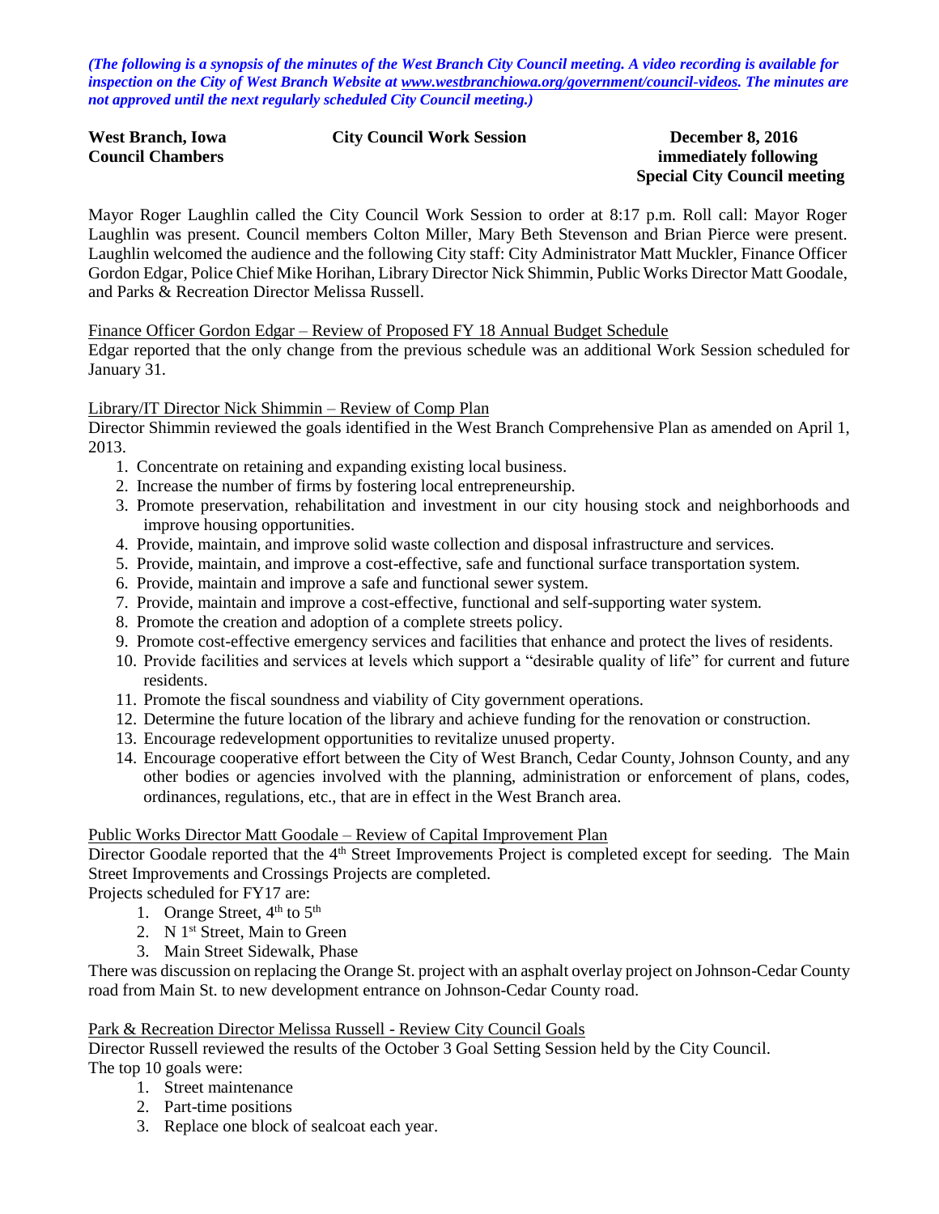*(The following is a synopsis of the minutes of the West Branch City Council meeting. A video recording is available for inspection on the City of West Branch Website at www.westbranchiowa.org/government/council-videos. The minutes are not approved until the next regularly scheduled City Council meeting.)*

**West Branch, Iowa** **City Council Work Session** **December 8, 2016**
**Council Chambers** **immediately following Special City Council meeting**

Mayor Roger Laughlin called the City Council Work Session to order at 8:17 p.m. Roll call: Mayor Roger Laughlin was present. Council members Colton Miller, Mary Beth Stevenson and Brian Pierce were present. Laughlin welcomed the audience and the following City staff: City Administrator Matt Muckler, Finance Officer Gordon Edgar, Police Chief Mike Horihan, Library Director Nick Shimmin, Public Works Director Matt Goodale, and Parks & Recreation Director Melissa Russell.

Finance Officer Gordon Edgar – Review of Proposed FY 18 Annual Budget Schedule

Edgar reported that the only change from the previous schedule was an additional Work Session scheduled for January 31.

Library/IT Director Nick Shimmin – Review of Comp Plan

Director Shimmin reviewed the goals identified in the West Branch Comprehensive Plan as amended on April 1, 2013.

1. Concentrate on retaining and expanding existing local business.
2. Increase the number of firms by fostering local entrepreneurship.
3. Promote preservation, rehabilitation and investment in our city housing stock and neighborhoods and improve housing opportunities.
4. Provide, maintain, and improve solid waste collection and disposal infrastructure and services.
5. Provide, maintain, and improve a cost-effective, safe and functional surface transportation system.
6. Provide, maintain and improve a safe and functional sewer system.
7. Provide, maintain and improve a cost-effective, functional and self-supporting water system.
8. Promote the creation and adoption of a complete streets policy.
9. Promote cost-effective emergency services and facilities that enhance and protect the lives of residents.
10. Provide facilities and services at levels which support a "desirable quality of life" for current and future residents.
11. Promote the fiscal soundness and viability of City government operations.
12. Determine the future location of the library and achieve funding for the renovation or construction.
13. Encourage redevelopment opportunities to revitalize unused property.
14. Encourage cooperative effort between the City of West Branch, Cedar County, Johnson County, and any other bodies or agencies involved with the planning, administration or enforcement of plans, codes, ordinances, regulations, etc., that are in effect in the West Branch area.

Public Works Director Matt Goodale – Review of Capital Improvement Plan

Director Goodale reported that the 4th Street Improvements Project is completed except for seeding. The Main Street Improvements and Crossings Projects are completed.

Projects scheduled for FY17 are:

1. Orange Street, 4th to 5th
2. N 1st Street, Main to Green
3. Main Street Sidewalk, Phase

There was discussion on replacing the Orange St. project with an asphalt overlay project on Johnson-Cedar County road from Main St. to new development entrance on Johnson-Cedar County road.

Park & Recreation Director Melissa Russell - Review City Council Goals

Director Russell reviewed the results of the October 3 Goal Setting Session held by the City Council.

The top 10 goals were:

1. Street maintenance
2. Part-time positions
3. Replace one block of sealcoat each year.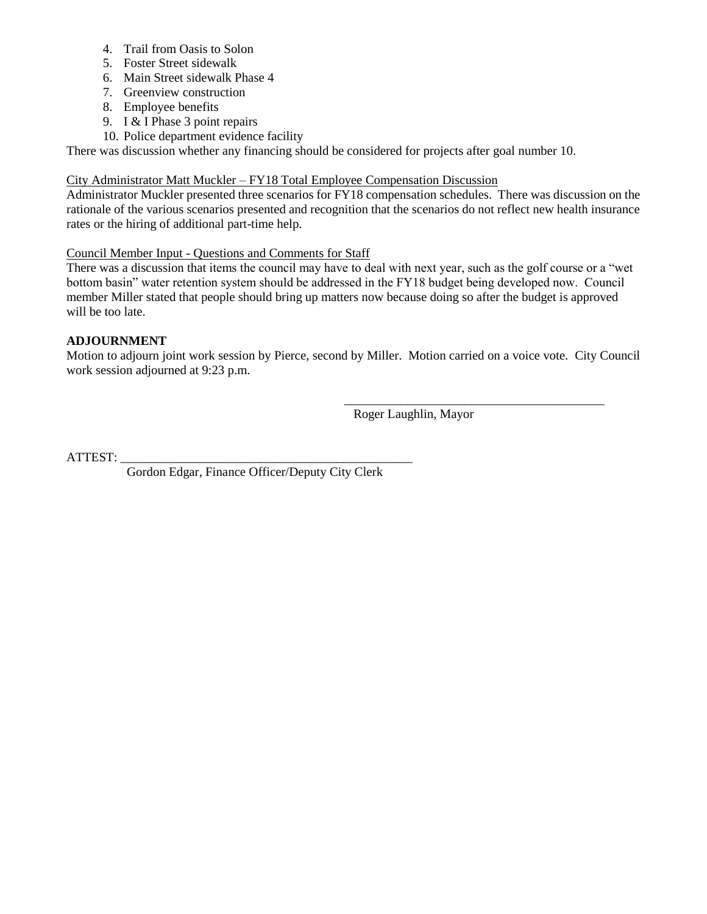4. Trail from Oasis to Solon
5. Foster Street sidewalk
6. Main Street sidewalk Phase 4
7. Greenview construction
8. Employee benefits
9. I & I Phase 3 point repairs
10. Police department evidence facility

There was discussion whether any financing should be considered for projects after goal number 10.

City Administrator Matt Muckler – FY18 Total Employee Compensation Discussion

Administrator Muckler presented three scenarios for FY18 compensation schedules. There was discussion on the rationale of the various scenarios presented and recognition that the scenarios do not reflect new health insurance rates or the hiring of additional part-time help.

Council Member Input - Questions and Comments for Staff

There was a discussion that items the council may have to deal with next year, such as the golf course or a "wet bottom basin" water retention system should be addressed in the FY18 budget being developed now. Council member Miller stated that people should bring up matters now because doing so after the budget is approved will be too late.

**ADJOURNMENT**

Motion to adjourn joint work session by Pierce, second by Miller. Motion carried on a voice vote. City Council work session adjourned at 9:23 p.m.

\_\_\_\_\_\_\_\_\_\_\_\_\_\_\_\_\_\_\_\_\_\_\_\_\_\_\_\_\_\_\_\_\_\_\_\_\_\_\_\_\_\_

Roger Laughlin, Mayor

ATTEST: \_\_\_\_\_\_\_\_\_\_\_\_\_\_\_\_\_\_\_\_\_\_\_\_\_\_\_\_\_\_\_\_\_\_\_\_\_\_\_\_\_\_\_\_\_\_

Gordon Edgar, Finance Officer/Deputy City Clerk